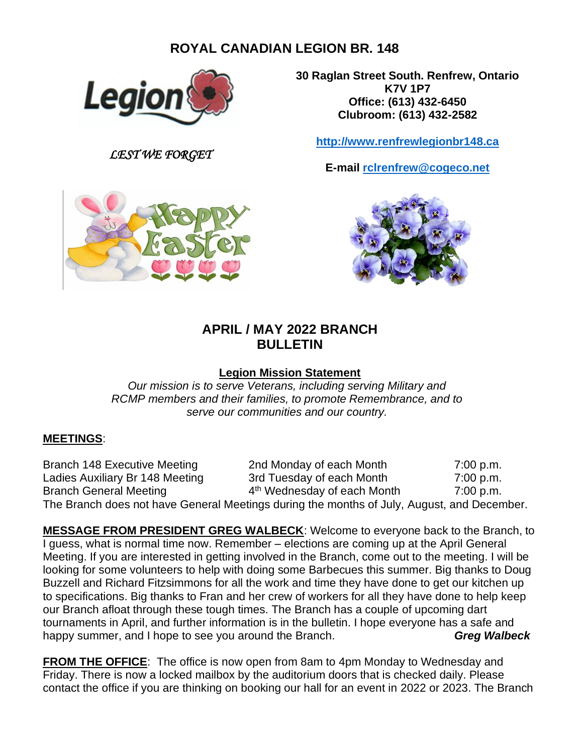# ROYAL CANADIAN LEGION BR. 148

*LEST WE FORGET*

**30 Raglan Street South. Renfrew, Ontario**
**K7V 1P7**
**Office: (613) 432-6450**
**Clubroom: (613) 432-2582**

**http://www.renfrewlegionbr148.ca**

**E-mail rclrenfrew@cogeco.net**

## APRIL / MAY 2022 BRANCH BULLETIN

**Legion Mission Statement**

*Our mission is to serve Veterans, including serving Military and RCMP members and their families, to promote Remembrance, and to serve our communities and our country.*

**MEETINGS**:

| | | |
|---|---|---|
| Branch 148 Executive Meeting | 2nd Monday of each Month | 7:00 p.m. |
| Ladies Auxiliary Br 148 Meeting | 3rd Tuesday of each Month | 7:00 p.m. |
| Branch General Meeting | 4th Wednesday of each Month | 7:00 p.m. |

The Branch does not have General Meetings during the months of July, August, and December.

**MESSAGE FROM PRESIDENT GREG WALBECK**: Welcome to everyone back to the Branch, to I guess, what is normal time now. Remember – elections are coming up at the April General Meeting. If you are interested in getting involved in the Branch, come out to the meeting. I will be looking for some volunteers to help with doing some Barbecues this summer. Big thanks to Doug Buzzell and Richard Fitzsimmons for all the work and time they have done to get our kitchen up to specifications. Big thanks to Fran and her crew of workers for all they have done to help keep our Branch afloat through these tough times. The Branch has a couple of upcoming dart tournaments in April, and further information is in the bulletin. I hope everyone has a safe and happy summer, and I hope to see you around the Branch. ***Greg Walbeck***

**FROM THE OFFICE**: The office is now open from 8am to 4pm Monday to Wednesday and Friday. There is now a locked mailbox by the auditorium doors that is checked daily. Please contact the office if you are thinking on booking our hall for an event in 2022 or 2023. The Branch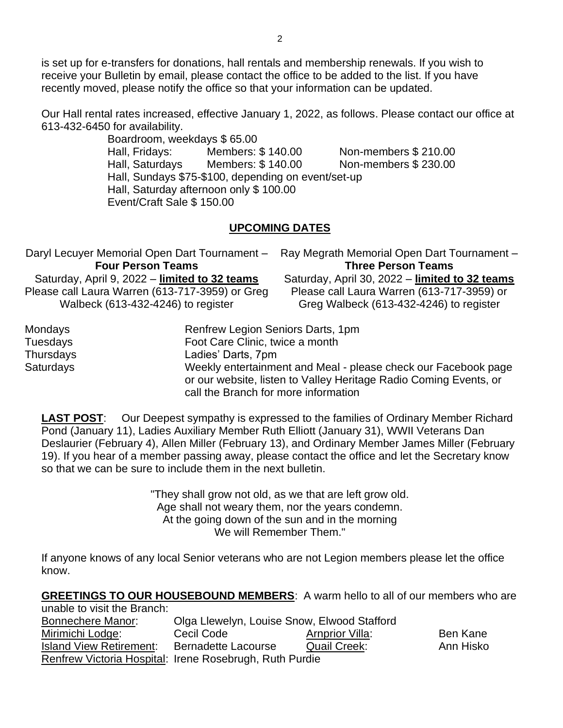is set up for e-transfers for donations, hall rentals and membership renewals. If you wish to receive your Bulletin by email, please contact the office to be added to the list. If you have recently moved, please notify the office so that your information can be updated.

Our Hall rental rates increased, effective January 1, 2022, as follows. Please contact our office at 613-432-6450 for availability.

Boardroom, weekdays $ 65.00
Hall, Fridays: Members: $ 140.00 Non-members $ 210.00
Hall, Saturdays Members: $ 140.00 Non-members $ 230.00
Hall, Sundays $75-$100, depending on event/set-up
Hall, Saturday afternoon only $ 100.00
Event/Craft Sale $ 150.00

## UPCOMING DATES

Daryl Lecuyer Memorial Open Dart Tournament – **Four Person Teams**
Saturday, April 9, 2022 – **limited to 32 teams**
Please call Laura Warren (613-717-3959) or Greg Walbeck (613-432-4246) to register

Ray Megrath Memorial Open Dart Tournament – **Three Person Teams**
Saturday, April 30, 2022 – **limited to 32 teams**
Please call Laura Warren (613-717-3959) or Greg Walbeck (613-432-4246) to register

| | |
|---|---|
| Mondays | Renfrew Legion Seniors Darts, 1pm |
| Tuesdays | Foot Care Clinic, twice a month |
| Thursdays | Ladies' Darts, 7pm |
| Saturdays | Weekly entertainment and Meal - please check our Facebook page or our website, listen to Valley Heritage Radio Coming Events, or call the Branch for more information |

**LAST POST**: Our Deepest sympathy is expressed to the families of Ordinary Member Richard Pond (January 11), Ladies Auxiliary Member Ruth Elliott (January 31), WWII Veterans Dan Deslaurier (February 4), Allen Miller (February 13), and Ordinary Member James Miller (February 19). If you hear of a member passing away, please contact the office and let the Secretary know so that we can be sure to include them in the next bulletin.

"They shall grow not old, as we that are left grow old.
Age shall not weary them, nor the years condemn.
At the going down of the sun and in the morning
We will Remember Them."

If anyone knows of any local Senior veterans who are not Legion members please let the office know.

**GREETINGS TO OUR HOUSEBOUND MEMBERS**: A warm hello to all of our members who are unable to visit the Branch:

Bonnechere Manor: Olga Llewelyn, Louise Snow, Elwood Stafford
Mirimichi Lodge: Cecil Code
Arnprior Villa: Ben Kane
Island View Retirement: Bernadette Lacourse
Quail Creek: Ann Hisko
Renfrew Victoria Hospital: Irene Rosebrugh, Ruth Purdie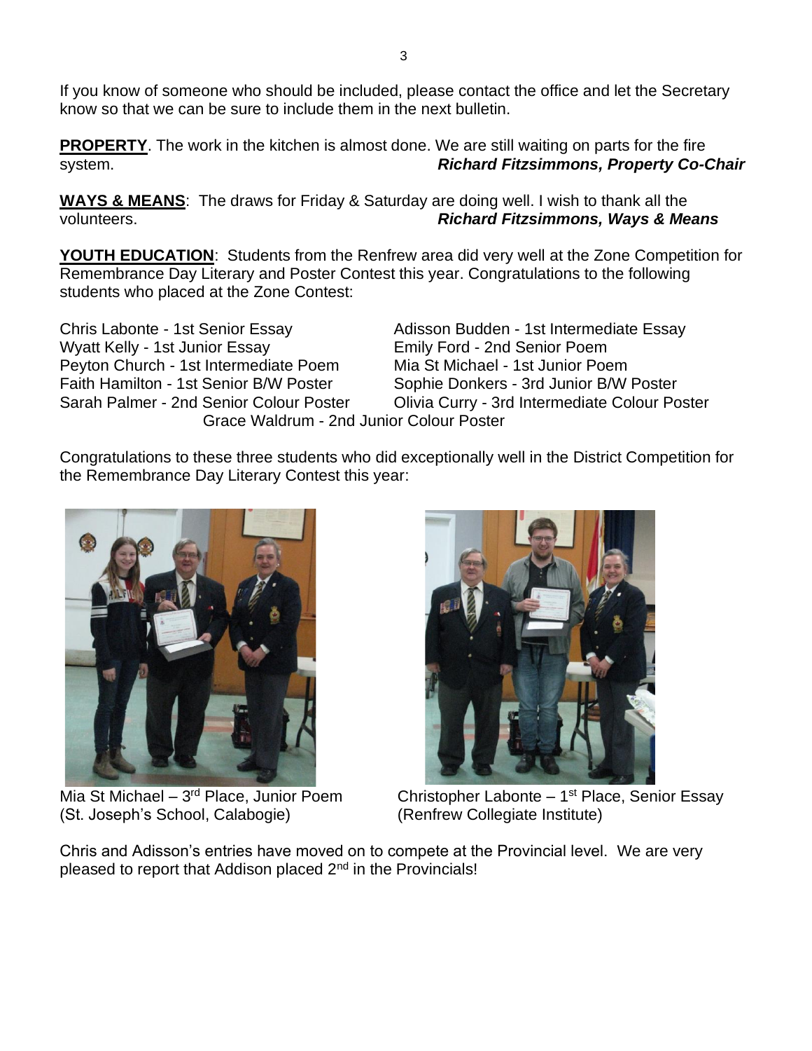If you know of someone who should be included, please contact the office and let the Secretary know so that we can be sure to include them in the next bulletin.

**PROPERTY**. The work in the kitchen is almost done. We are still waiting on parts for the fire system. ***Richard Fitzsimmons, Property Co-Chair***

**WAYS & MEANS**: The draws for Friday & Saturday are doing well. I wish to thank all the volunteers. ***Richard Fitzsimmons, Ways & Means***

**YOUTH EDUCATION**: Students from the Renfrew area did very well at the Zone Competition for Remembrance Day Literary and Poster Contest this year. Congratulations to the following students who placed at the Zone Contest:

Chris Labonte - 1st Senior Essay
Adisson Budden - 1st Intermediate Essay
Wyatt Kelly - 1st Junior Essay
Emily Ford - 2nd Senior Poem
Peyton Church - 1st Intermediate Poem
Mia St Michael - 1st Junior Poem
Faith Hamilton - 1st Senior B/W Poster
Sophie Donkers - 3rd Junior B/W Poster
Sarah Palmer - 2nd Senior Colour Poster
Olivia Curry - 3rd Intermediate Colour Poster
Grace Waldrum - 2nd Junior Colour Poster

Congratulations to these three students who did exceptionally well in the District Competition for the Remembrance Day Literary Contest this year:

Mia St Michael – 3rd Place, Junior Poem (St. Joseph's School, Calabogie)

Christopher Labonte – 1st Place, Senior Essay (Renfrew Collegiate Institute)

Chris and Adisson's entries have moved on to compete at the Provincial level. We are very pleased to report that Addison placed 2nd in the Provincials!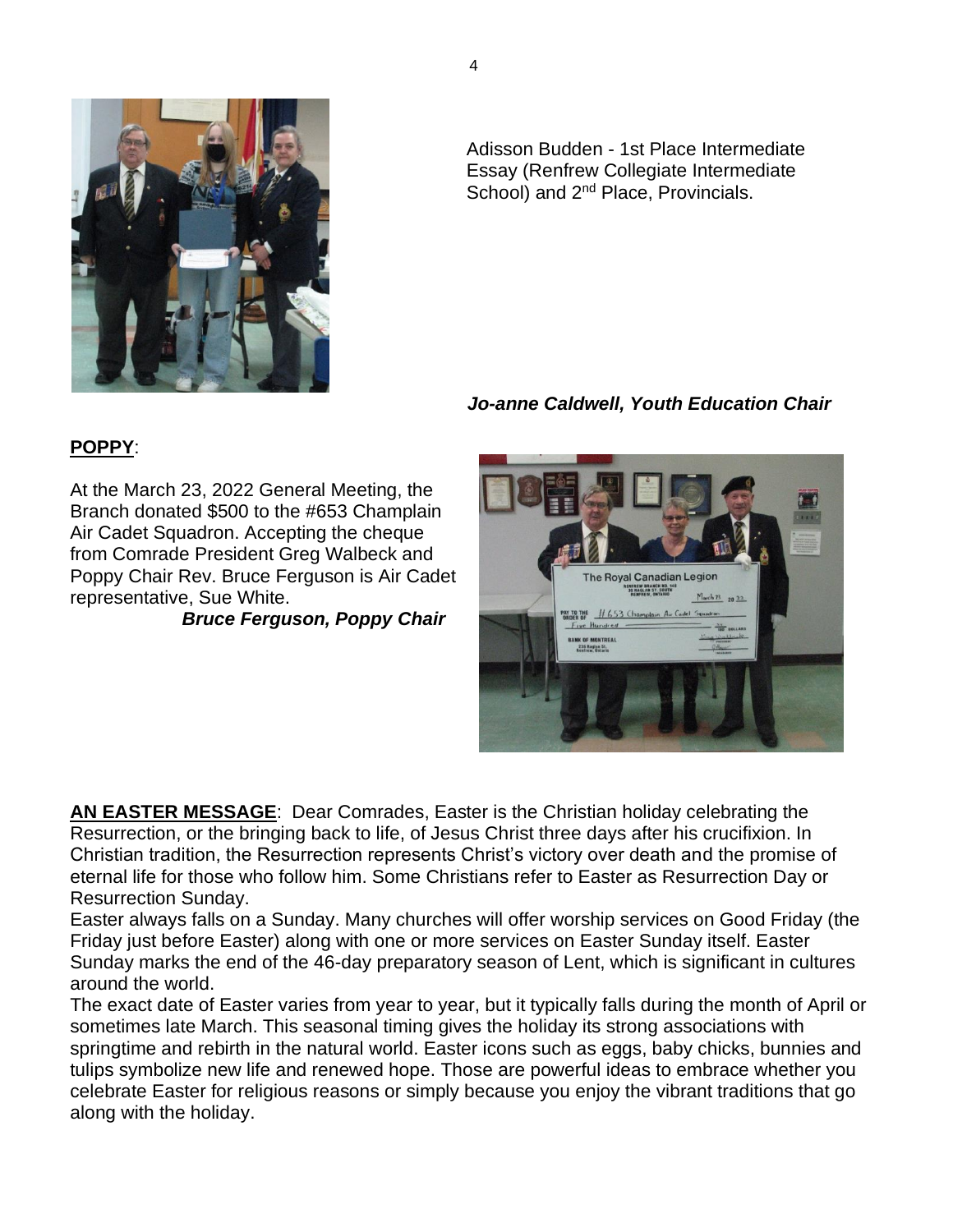Adisson Budden - 1st Place Intermediate Essay (Renfrew Collegiate Intermediate School) and 2nd Place, Provincials.

***Jo-anne Caldwell, Youth Education Chair***

**POPPY**:

At the March 23, 2022 General Meeting, the Branch donated $500 to the #653 Champlain Air Cadet Squadron. Accepting the cheque from Comrade President Greg Walbeck and Poppy Chair Rev. Bruce Ferguson is Air Cadet representative, Sue White.

***Bruce Ferguson, Poppy Chair***

**AN EASTER MESSAGE**: Dear Comrades, Easter is the Christian holiday celebrating the Resurrection, or the bringing back to life, of Jesus Christ three days after his crucifixion. In Christian tradition, the Resurrection represents Christ's victory over death and the promise of eternal life for those who follow him. Some Christians refer to Easter as Resurrection Day or Resurrection Sunday.

Easter always falls on a Sunday. Many churches will offer worship services on Good Friday (the Friday just before Easter) along with one or more services on Easter Sunday itself. Easter Sunday marks the end of the 46-day preparatory season of Lent, which is significant in cultures around the world.

The exact date of Easter varies from year to year, but it typically falls during the month of April or sometimes late March. This seasonal timing gives the holiday its strong associations with springtime and rebirth in the natural world. Easter icons such as eggs, baby chicks, bunnies and tulips symbolize new life and renewed hope. Those are powerful ideas to embrace whether you celebrate Easter for religious reasons or simply because you enjoy the vibrant traditions that go along with the holiday.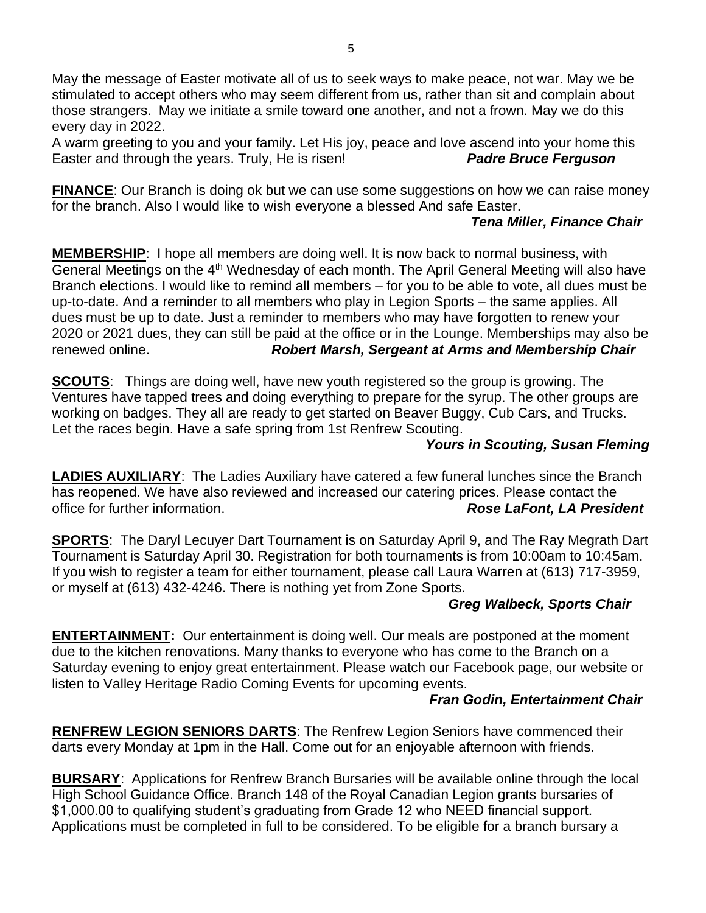May the message of Easter motivate all of us to seek ways to make peace, not war. May we be stimulated to accept others who may seem different from us, rather than sit and complain about those strangers. May we initiate a smile toward one another, and not a frown. May we do this every day in 2022.

A warm greeting to you and your family. Let His joy, peace and love ascend into your home this Easter and through the years. Truly, He is risen! ***Padre Bruce Ferguson***

**FINANCE**: Our Branch is doing ok but we can use some suggestions on how we can raise money for the branch. Also I would like to wish everyone a blessed And safe Easter.

***Tena Miller, Finance Chair***

**MEMBERSHIP**: I hope all members are doing well. It is now back to normal business, with General Meetings on the 4th Wednesday of each month. The April General Meeting will also have Branch elections. I would like to remind all members – for you to be able to vote, all dues must be up-to-date. And a reminder to all members who play in Legion Sports – the same applies. All dues must be up to date. Just a reminder to members who may have forgotten to renew your 2020 or 2021 dues, they can still be paid at the office or in the Lounge. Memberships may also be renewed online. ***Robert Marsh, Sergeant at Arms and Membership Chair***

**SCOUTS**: Things are doing well, have new youth registered so the group is growing. The Ventures have tapped trees and doing everything to prepare for the syrup. The other groups are working on badges. They all are ready to get started on Beaver Buggy, Cub Cars, and Trucks. Let the races begin. Have a safe spring from 1st Renfrew Scouting.

***Yours in Scouting, Susan Fleming***

**LADIES AUXILIARY**: The Ladies Auxiliary have catered a few funeral lunches since the Branch has reopened. We have also reviewed and increased our catering prices. Please contact the office for further information. ***Rose LaFont, LA President***

**SPORTS**: The Daryl Lecuyer Dart Tournament is on Saturday April 9, and The Ray Megrath Dart Tournament is Saturday April 30. Registration for both tournaments is from 10:00am to 10:45am. If you wish to register a team for either tournament, please call Laura Warren at (613) 717-3959, or myself at (613) 432-4246. There is nothing yet from Zone Sports.

***Greg Walbeck, Sports Chair***

**ENTERTAINMENT:** Our entertainment is doing well. Our meals are postponed at the moment due to the kitchen renovations. Many thanks to everyone who has come to the Branch on a Saturday evening to enjoy great entertainment. Please watch our Facebook page, our website or listen to Valley Heritage Radio Coming Events for upcoming events.

***Fran Godin, Entertainment Chair***

**RENFREW LEGION SENIORS DARTS**: The Renfrew Legion Seniors have commenced their darts every Monday at 1pm in the Hall. Come out for an enjoyable afternoon with friends.

**BURSARY**: Applications for Renfrew Branch Bursaries will be available online through the local High School Guidance Office. Branch 148 of the Royal Canadian Legion grants bursaries of $1,000.00 to qualifying student's graduating from Grade 12 who NEED financial support. Applications must be completed in full to be considered. To be eligible for a branch bursary a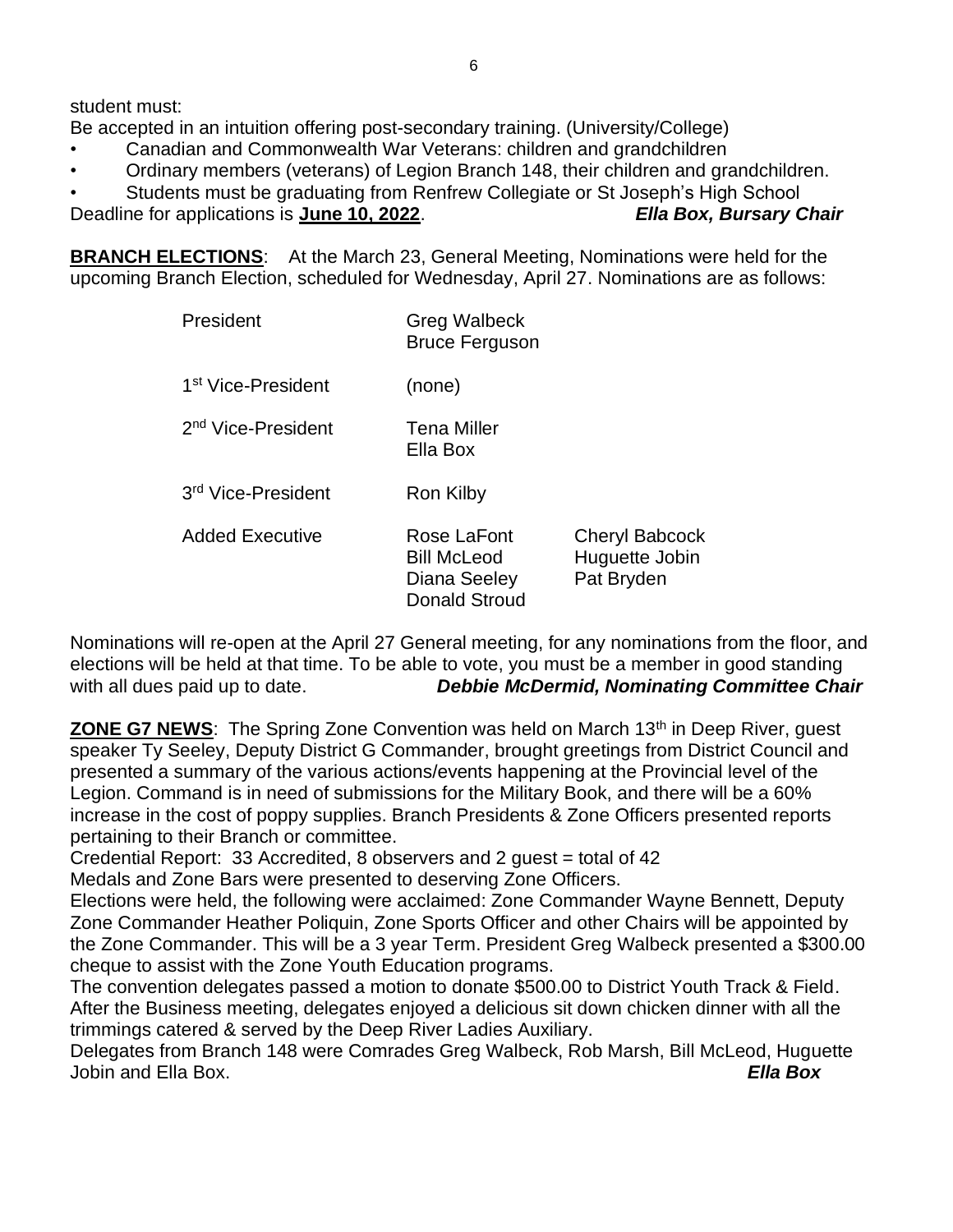student must:

Be accepted in an intuition offering post-secondary training. (University/College)

- Canadian and Commonwealth War Veterans: children and grandchildren
- Ordinary members (veterans) of Legion Branch 148, their children and grandchildren.
- Students must be graduating from Renfrew Collegiate or St Joseph's High School

Deadline for applications is **June 10, 2022**. ***Ella Box, Bursary Chair***

**BRANCH ELECTIONS**: At the March 23, General Meeting, Nominations were held for the upcoming Branch Election, scheduled for Wednesday, April 27. Nominations are as follows:

| | | |
|---|---|---|
| President | Greg Walbeck<br>Bruce Ferguson | |
| 1st Vice-President | (none) | |
| 2nd Vice-President | Tena Miller<br>Ella Box | |
| 3rd Vice-President | Ron Kilby | |
| Added Executive | Rose LaFont<br>Bill McLeod<br>Diana Seeley<br>Donald Stroud | Cheryl Babcock<br>Huguette Jobin<br>Pat Bryden |

Nominations will re-open at the April 27 General meeting, for any nominations from the floor, and elections will be held at that time. To be able to vote, you must be a member in good standing with all dues paid up to date. ***Debbie McDermid, Nominating Committee Chair***

**ZONE G7 NEWS**: The Spring Zone Convention was held on March 13th in Deep River, guest speaker Ty Seeley, Deputy District G Commander, brought greetings from District Council and presented a summary of the various actions/events happening at the Provincial level of the Legion. Command is in need of submissions for the Military Book, and there will be a 60% increase in the cost of poppy supplies. Branch Presidents & Zone Officers presented reports pertaining to their Branch or committee.

Credential Report: 33 Accredited, 8 observers and 2 guest = total of 42

Medals and Zone Bars were presented to deserving Zone Officers.

Elections were held, the following were acclaimed: Zone Commander Wayne Bennett, Deputy Zone Commander Heather Poliquin, Zone Sports Officer and other Chairs will be appointed by the Zone Commander. This will be a 3 year Term. President Greg Walbeck presented a $300.00 cheque to assist with the Zone Youth Education programs.

The convention delegates passed a motion to donate $500.00 to District Youth Track & Field. After the Business meeting, delegates enjoyed a delicious sit down chicken dinner with all the trimmings catered & served by the Deep River Ladies Auxiliary.

Delegates from Branch 148 were Comrades Greg Walbeck, Rob Marsh, Bill McLeod, Huguette Jobin and Ella Box. ***Ella Box***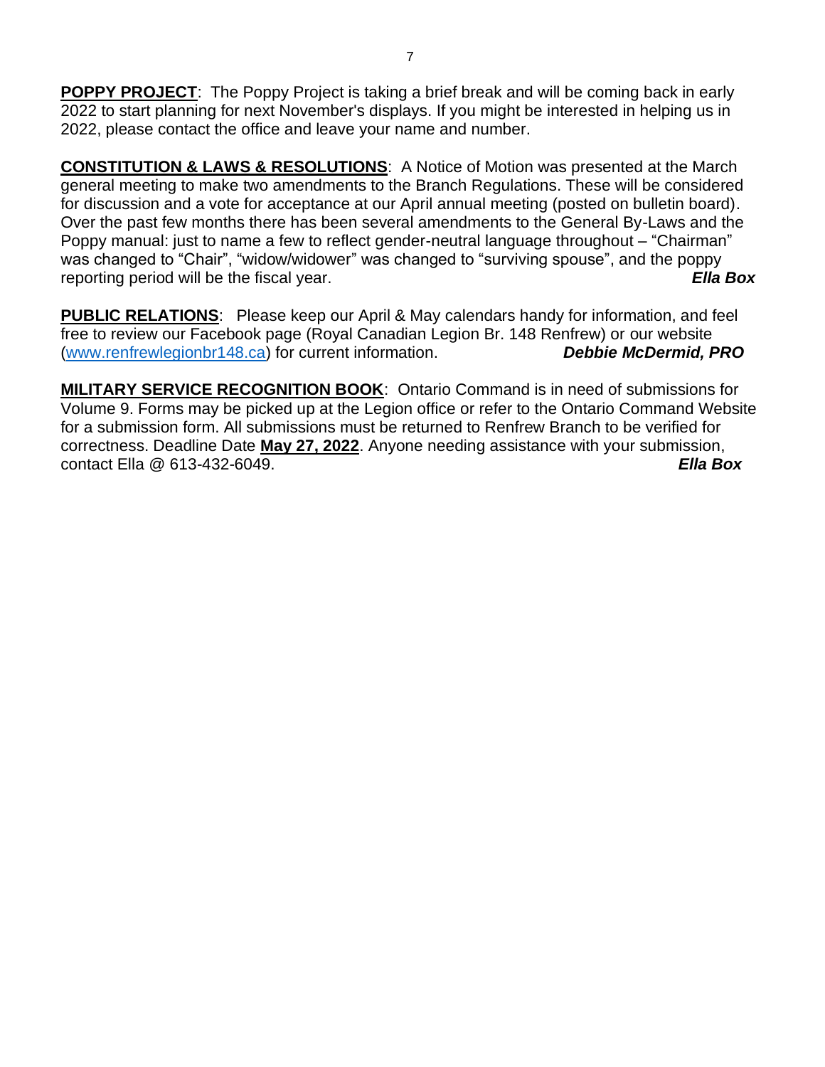**<u>POPPY PROJECT</u>**: The Poppy Project is taking a brief break and will be coming back in early 2022 to start planning for next November's displays. If you might be interested in helping us in 2022, please contact the office and leave your name and number.

**<u>CONSTITUTION & LAWS & RESOLUTIONS</u>**: A Notice of Motion was presented at the March general meeting to make two amendments to the Branch Regulations. These will be considered for discussion and a vote for acceptance at our April annual meeting (posted on bulletin board). Over the past few months there has been several amendments to the General By-Laws and the Poppy manual: just to name a few to reflect gender-neutral language throughout – "Chairman" was changed to "Chair", "widow/widower" was changed to "surviving spouse", and the poppy reporting period will be the fiscal year. ***Ella Box***

**<u>PUBLIC RELATIONS</u>**: Please keep our April & May calendars handy for information, and feel free to review our Facebook page (Royal Canadian Legion Br. 148 Renfrew) or our website (www.renfrewlegionbr148.ca) for current information. ***Debbie McDermid, PRO***

**<u>MILITARY SERVICE RECOGNITION BOOK</u>**: Ontario Command is in need of submissions for Volume 9. Forms may be picked up at the Legion office or refer to the Ontario Command Website for a submission form. All submissions must be returned to Renfrew Branch to be verified for correctness. Deadline Date **<u>May 27, 2022</u>**. Anyone needing assistance with your submission, contact Ella @ 613-432-6049. ***Ella Box***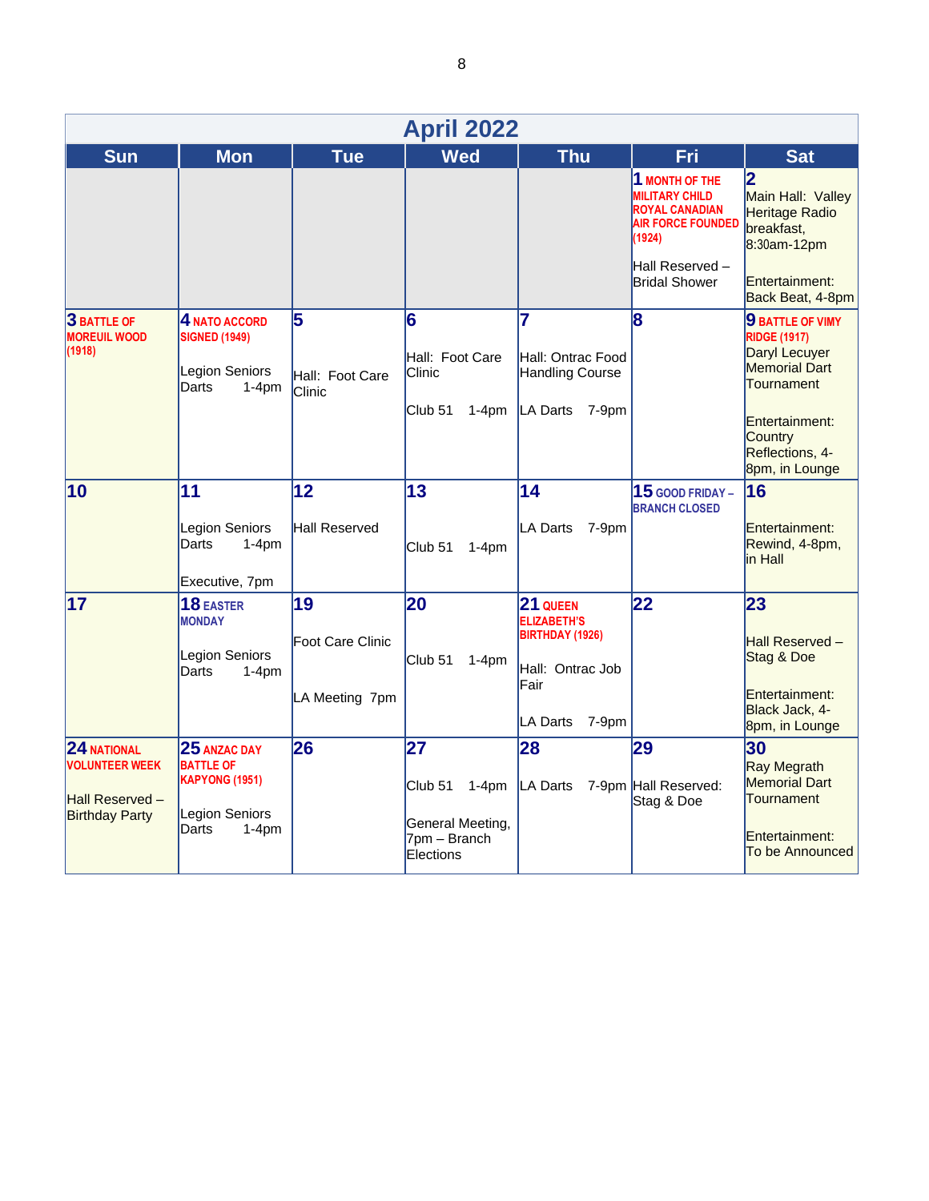## April 2022

| Sun | Mon | Tue | Wed | Thu | Fri | Sat |
|---|---|---|---|---|---|---|
| | | | | | **1** MONTH OF THE MILITARY CHILD ROYAL CANADIAN AIR FORCE FOUNDED (1924)<br><br>Hall Reserved – Bridal Shower | **2**<br>Main Hall: Valley Heritage Radio breakfast, 8:30am-12pm<br><br>Entertainment: Back Beat, 4-8pm |
| **3** BATTLE OF MOREUIL WOOD (1918) | **4** NATO ACCORD SIGNED (1949)<br><br>Legion Seniors Darts 1-4pm | **5**<br><br>Hall: Foot Care Clinic | **6**<br>Hall: Foot Care Clinic<br><br>Club 51 1-4pm | **7**<br>Hall: Ontrac Food Handling Course<br><br>LA Darts 7-9pm | **8** | **9** BATTLE OF VIMY RIDGE (1917)<br>Daryl Lecuyer Memorial Dart Tournament<br><br>Entertainment: Country Reflections, 4-8pm, in Lounge |
| **10** | **11**<br><br>Legion Seniors Darts 1-4pm<br><br>Executive, 7pm | **12**<br><br>Hall Reserved | **13**<br><br>Club 51 1-4pm | **14**<br><br>LA Darts 7-9pm | **15** GOOD FRIDAY – BRANCH CLOSED | **16**<br><br>Entertainment: Rewind, 4-8pm, in Hall |
| **17** | **18** EASTER MONDAY<br><br>Legion Seniors Darts 1-4pm | **19**<br>Foot Care Clinic<br><br>LA Meeting 7pm | **20**<br><br>Club 51 1-4pm | **21** QUEEN ELIZABETH'S BIRTHDAY (1926)<br><br>Hall: Ontrac Job Fair<br><br>LA Darts 7-9pm | **22** | **23**<br>Hall Reserved – Stag & Doe<br><br>Entertainment: Black Jack, 4-8pm, in Lounge |
| **24** NATIONAL VOLUNTEER WEEK<br><br>Hall Reserved – Birthday Party | **25** ANZAC DAY BATTLE OF KAPYONG (1951)<br><br>Legion Seniors Darts 1-4pm | **26** | **27**<br>Club 51 1-4pm<br><br>General Meeting, 7pm – Branch Elections | **28**<br>LA Darts 7-9pm | **29**<br>Hall Reserved: Stag & Doe | **30**<br>Ray Megrath Memorial Dart Tournament<br><br>Entertainment: To be Announced |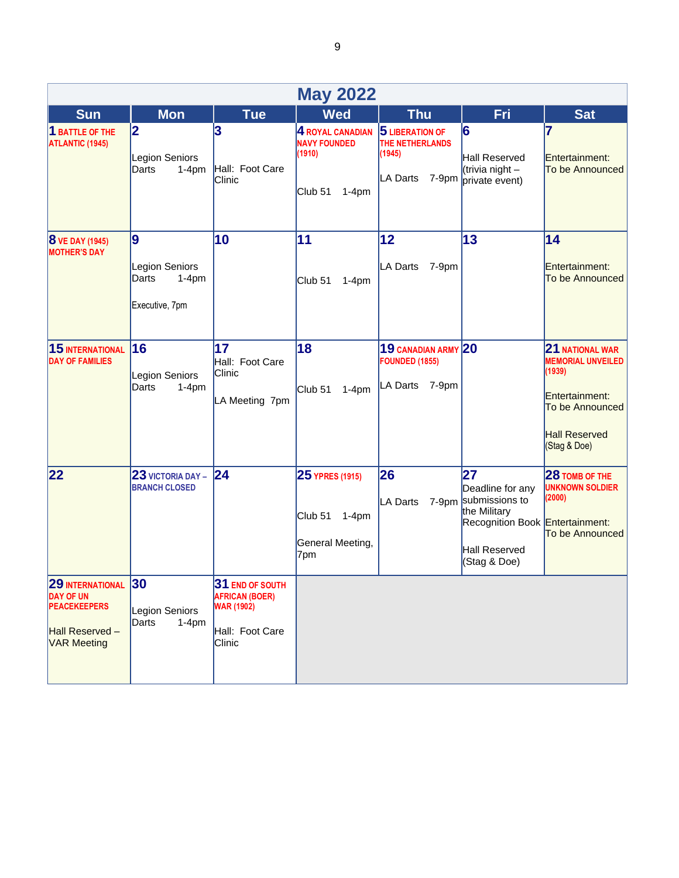# May 2022

| Sun | Mon | Tue | Wed | Thu | Fri | Sat |
|---|---|---|---|---|---|---|
| **1** BATTLE OF THE ATLANTIC (1945) | **2** Legion Seniors Darts 1-4pm | **3** Hall: Foot Care Clinic | **4** ROYAL CANADIAN NAVY FOUNDED (1910) Club 51 1-4pm | **5** LIBERATION OF THE NETHERLANDS (1945) LA Darts 7-9pm | **6** Hall Reserved (trivia night – private event) | **7** Entertainment: To be Announced |
| **8** VE DAY (1945) MOTHER'S DAY | **9** Legion Seniors Darts 1-4pm Executive, 7pm | **10** | **11** Club 51 1-4pm | **12** LA Darts 7-9pm | **13** | **14** Entertainment: To be Announced |
| **15** INTERNATIONAL DAY OF FAMILIES | **16** Legion Seniors Darts 1-4pm | **17** Hall: Foot Care Clinic LA Meeting 7pm | **18** Club 51 1-4pm | **19** CANADIAN ARMY FOUNDED (1855) LA Darts 7-9pm | **20** | **21** NATIONAL WAR MEMORIAL UNVEILED (1939) Entertainment: To be Announced Hall Reserved (Stag & Doe) |
| **22** | **23** VICTORIA DAY – BRANCH CLOSED | **24** | **25** YPRES (1915) Club 51 1-4pm General Meeting, 7pm | **26** LA Darts 7-9pm | **27** Deadline for any submissions to the Military Recognition Book Hall Reserved (Stag & Doe) | **28** TOMB OF THE UNKNOWN SOLDIER (2000) Entertainment: To be Announced |
| **29** INTERNATIONAL DAY OF UN PEACEKEEPERS Hall Reserved – VAR Meeting | **30** Legion Seniors Darts 1-4pm | **31** END OF SOUTH AFRICAN (BOER) WAR (1902) Hall: Foot Care Clinic | | | | |